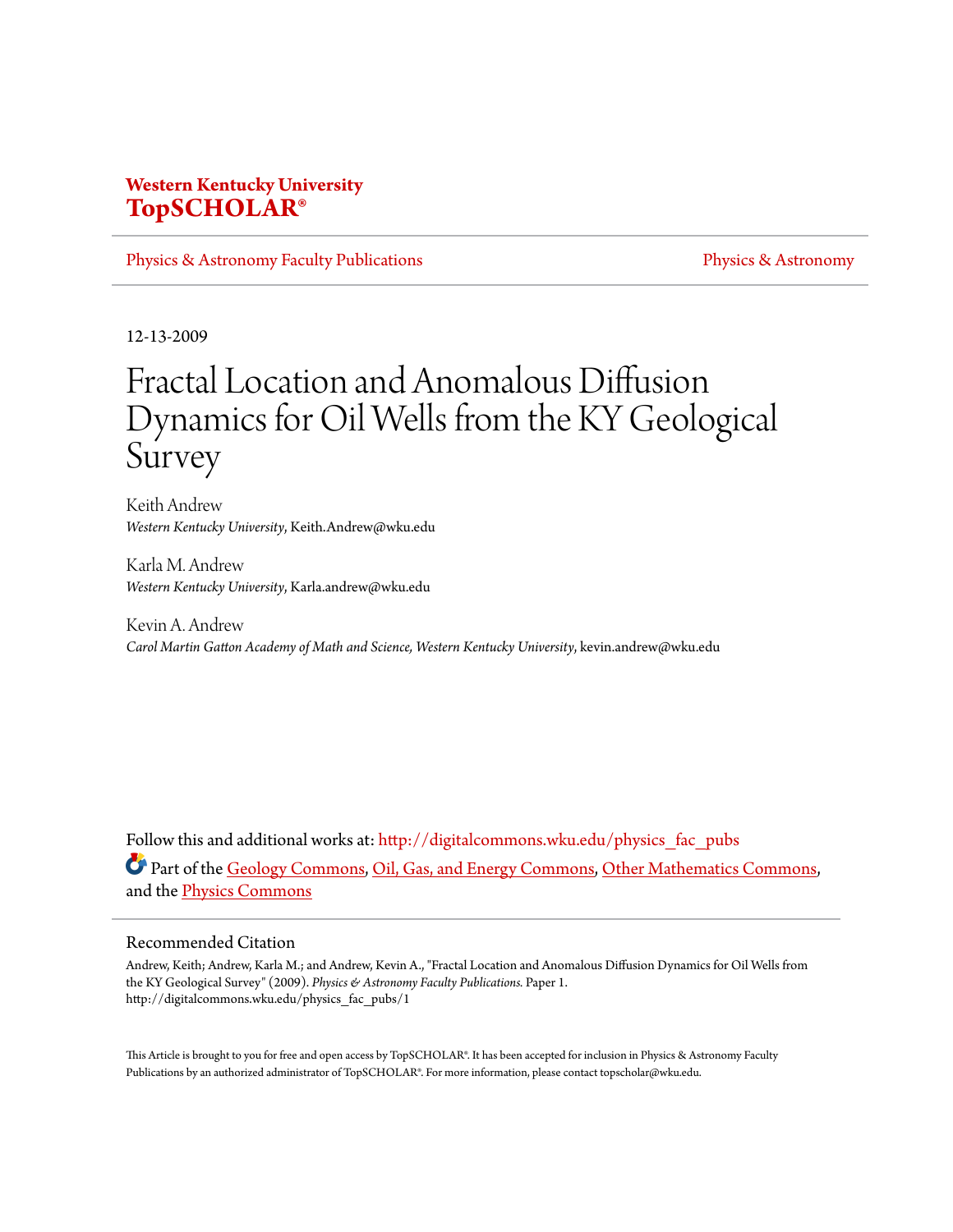**Western Kentucky University**
**TopSCHOLAR®**

Physics & Astronomy Faculty Publications | Physics & Astronomy

12-13-2009

# Fractal Location and Anomalous Diffusion Dynamics for Oil Wells from the KY Geological Survey

Keith Andrew
*Western Kentucky University*, Keith.Andrew@wku.edu

Karla M. Andrew
*Western Kentucky University*, Karla.andrew@wku.edu

Kevin A. Andrew
*Carol Martin Gatton Academy of Math and Science, Western Kentucky University*, kevin.andrew@wku.edu

Follow this and additional works at: http://digitalcommons.wku.edu/physics_fac_pubs

Part of the Geology Commons, Oil, Gas, and Energy Commons, Other Mathematics Commons, and the Physics Commons

## Recommended Citation

Andrew, Keith; Andrew, Karla M.; and Andrew, Kevin A., "Fractal Location and Anomalous Diffusion Dynamics for Oil Wells from the KY Geological Survey" (2009). *Physics & Astronomy Faculty Publications.* Paper 1.
http://digitalcommons.wku.edu/physics_fac_pubs/1

This Article is brought to you for free and open access by TopSCHOLAR®. It has been accepted for inclusion in Physics & Astronomy Faculty Publications by an authorized administrator of TopSCHOLAR®. For more information, please contact topscholar@wku.edu.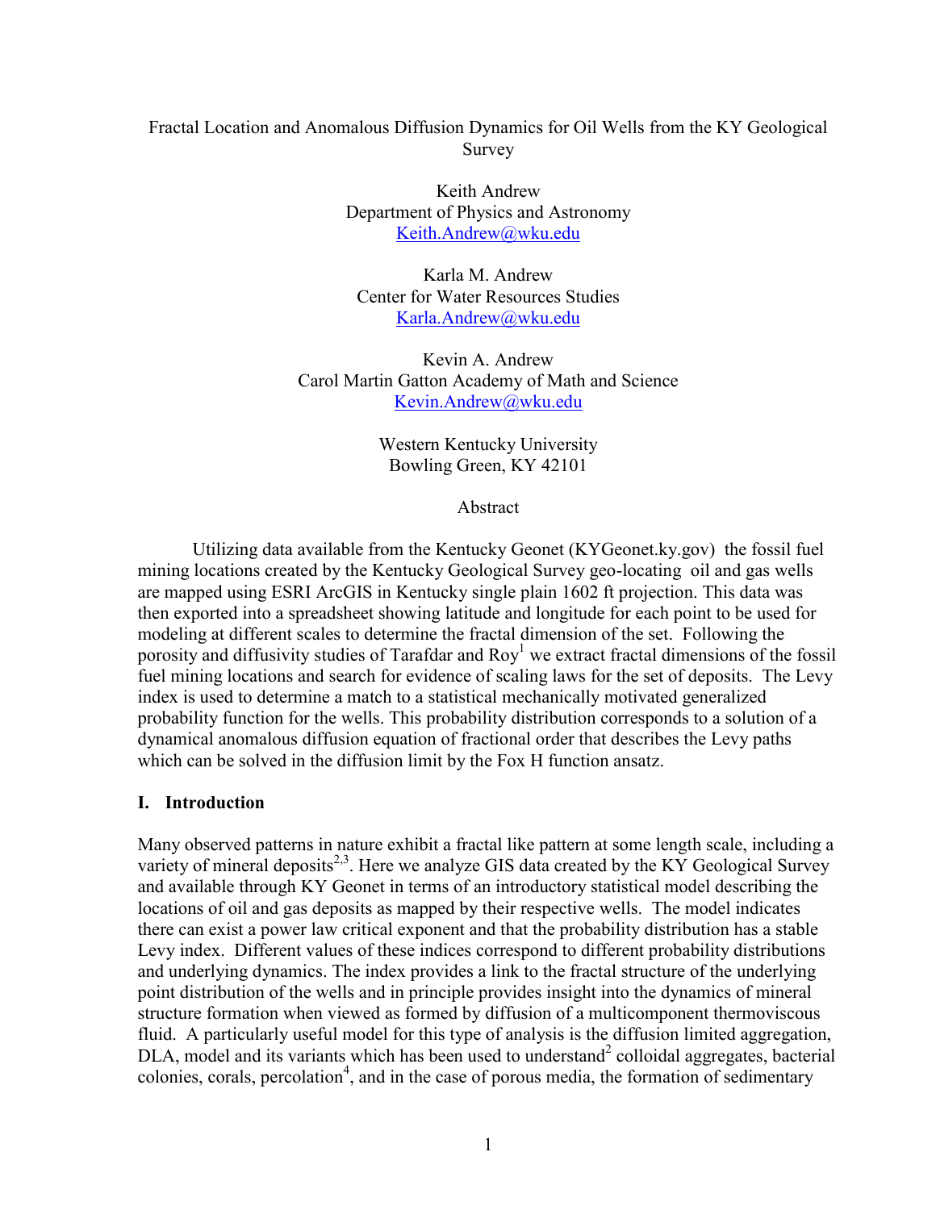Fractal Location and Anomalous Diffusion Dynamics for Oil Wells from the KY Geological Survey

Keith Andrew  
Department of Physics and Astronomy  
Keith.Andrew@wku.edu

Karla M. Andrew  
Center for Water Resources Studies  
Karla.Andrew@wku.edu

Kevin A. Andrew  
Carol Martin Gatton Academy of Math and Science  
Kevin.Andrew@wku.edu

Western Kentucky University  
Bowling Green, KY 42101

## Abstract

Utilizing data available from the Kentucky Geonet (KYGeonet.ky.gov) the fossil fuel mining locations created by the Kentucky Geological Survey geo-locating oil and gas wells are mapped using ESRI ArcGIS in Kentucky single plain 1602 ft projection. This data was then exported into a spreadsheet showing latitude and longitude for each point to be used for modeling at different scales to determine the fractal dimension of the set. Following the porosity and diffusivity studies of Tarafdar and Roy[1] we extract fractal dimensions of the fossil fuel mining locations and search for evidence of scaling laws for the set of deposits. The Levy index is used to determine a match to a statistical mechanically motivated generalized probability function for the wells. This probability distribution corresponds to a solution of a dynamical anomalous diffusion equation of fractional order that describes the Levy paths which can be solved in the diffusion limit by the Fox H function ansatz.

## I. Introduction

Many observed patterns in nature exhibit a fractal like pattern at some length scale, including a variety of mineral deposits[2,3]. Here we analyze GIS data created by the KY Geological Survey and available through KY Geonet in terms of an introductory statistical model describing the locations of oil and gas deposits as mapped by their respective wells. The model indicates there can exist a power law critical exponent and that the probability distribution has a stable Levy index. Different values of these indices correspond to different probability distributions and underlying dynamics. The index provides a link to the fractal structure of the underlying point distribution of the wells and in principle provides insight into the dynamics of mineral structure formation when viewed as formed by diffusion of a multicomponent thermoviscous fluid. A particularly useful model for this type of analysis is the diffusion limited aggregation, DLA, model and its variants which has been used to understand[2] colloidal aggregates, bacterial colonies, corals, percolation[4], and in the case of porous media, the formation of sedimentary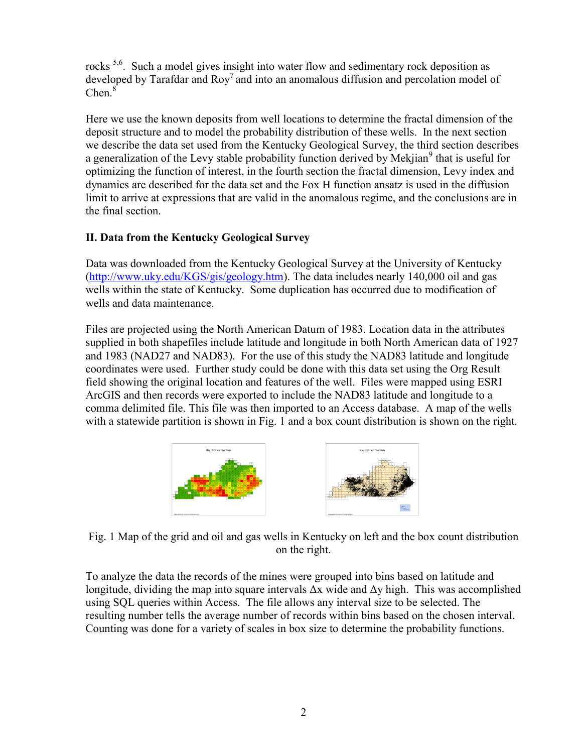rocks [5,6]. Such a model gives insight into water flow and sedimentary rock deposition as developed by Tarafdar and Roy[7] and into an anomalous diffusion and percolation model of Chen.[8]

Here we use the known deposits from well locations to determine the fractal dimension of the deposit structure and to model the probability distribution of these wells. In the next section we describe the data set used from the Kentucky Geological Survey, the third section describes a generalization of the Levy stable probability function derived by Mekjian[9] that is useful for optimizing the function of interest, in the fourth section the fractal dimension, Levy index and dynamics are described for the data set and the Fox H function ansatz is used in the diffusion limit to arrive at expressions that are valid in the anomalous regime, and the conclusions are in the final section.

## II. Data from the Kentucky Geological Survey

Data was downloaded from the Kentucky Geological Survey at the University of Kentucky (http://www.uky.edu/KGS/gis/geology.htm). The data includes nearly 140,000 oil and gas wells within the state of Kentucky. Some duplication has occurred due to modification of wells and data maintenance.

Files are projected using the North American Datum of 1983. Location data in the attributes supplied in both shapefiles include latitude and longitude in both North American data of 1927 and 1983 (NAD27 and NAD83). For the use of this study the NAD83 latitude and longitude coordinates were used. Further study could be done with this data set using the Org Result field showing the original location and features of the well. Files were mapped using ESRI ArcGIS and then records were exported to include the NAD83 latitude and longitude to a comma delimited file. This file was then imported to an Access database. A map of the wells with a statewide partition is shown in Fig. 1 and a box count distribution is shown on the right.

Fig. 1 Map of the grid and oil and gas wells in Kentucky on left and the box count distribution on the right.

To analyze the data the records of the mines were grouped into bins based on latitude and longitude, dividing the map into square intervals $\Delta x$ wide and $\Delta y$ high. This was accomplished using SQL queries within Access. The file allows any interval size to be selected. The resulting number tells the average number of records within bins based on the chosen interval. Counting was done for a variety of scales in box size to determine the probability functions.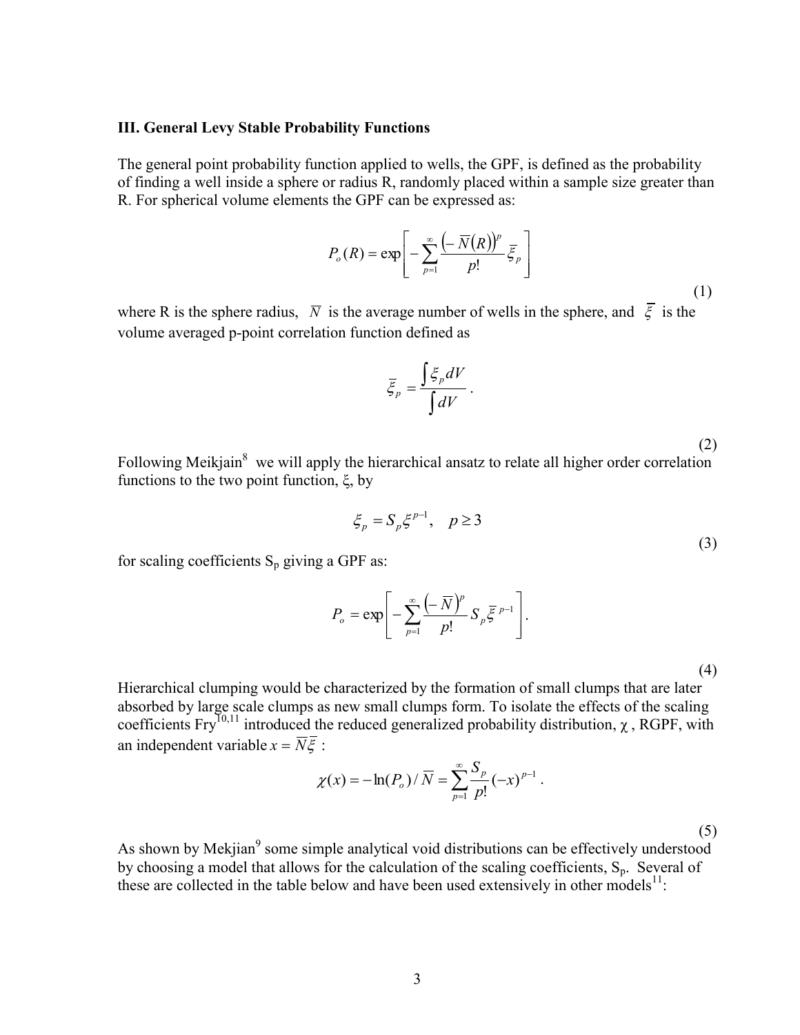### III. General Levy Stable Probability Functions

The general point probability function applied to wells, the GPF, is defined as the probability of finding a well inside a sphere or radius R, randomly placed within a sample size greater than R. For spherical volume elements the GPF can be expressed as:

$$P_o(R) = \exp\left[ -\sum_{p=1}^{\infty} \frac{\left(-\overline{N}(R)\right)^p}{p!} \overline{\xi}_p \right] \tag{1}$$

where R is the sphere radius, $\overline{N}$ is the average number of wells in the sphere, and $\overline{\xi}$ is the volume averaged p-point correlation function defined as

$$\overline{\xi}_p = \frac{\int \xi_p dV}{\int dV} . \tag{2}$$

Following Meikjain[8] we will apply the hierarchical ansatz to relate all higher order correlation functions to the two point function, ξ, by

$$\xi_p = S_p \xi^{p-1}, \quad p \geq 3 \tag{3}$$

for scaling coefficients $S_p$ giving a GPF as:

$$P_o = \exp\left[ -\sum_{p=1}^{\infty} \frac{\left(-\overline{N}\right)^p}{p!} S_p \overline{\xi}^{\,p-1} \right]. \tag{4}$$

Hierarchical clumping would be characterized by the formation of small clumps that are later absorbed by large scale clumps as new small clumps form. To isolate the effects of the scaling coefficients Fry[10,11] introduced the reduced generalized probability distribution, $\chi$, RGPF, with an independent variable $x = \overline{N}\overline{\xi}$ :

$$\chi(x) = -\ln(P_o)/\overline{N} = \sum_{p=1}^{\infty} \frac{S_p}{p!}(-x)^{p-1} . \tag{5}$$

As shown by Mekjian[9] some simple analytical void distributions can be effectively understood by choosing a model that allows for the calculation of the scaling coefficients, $S_p$. Several of these are collected in the table below and have been used extensively in other models[11]: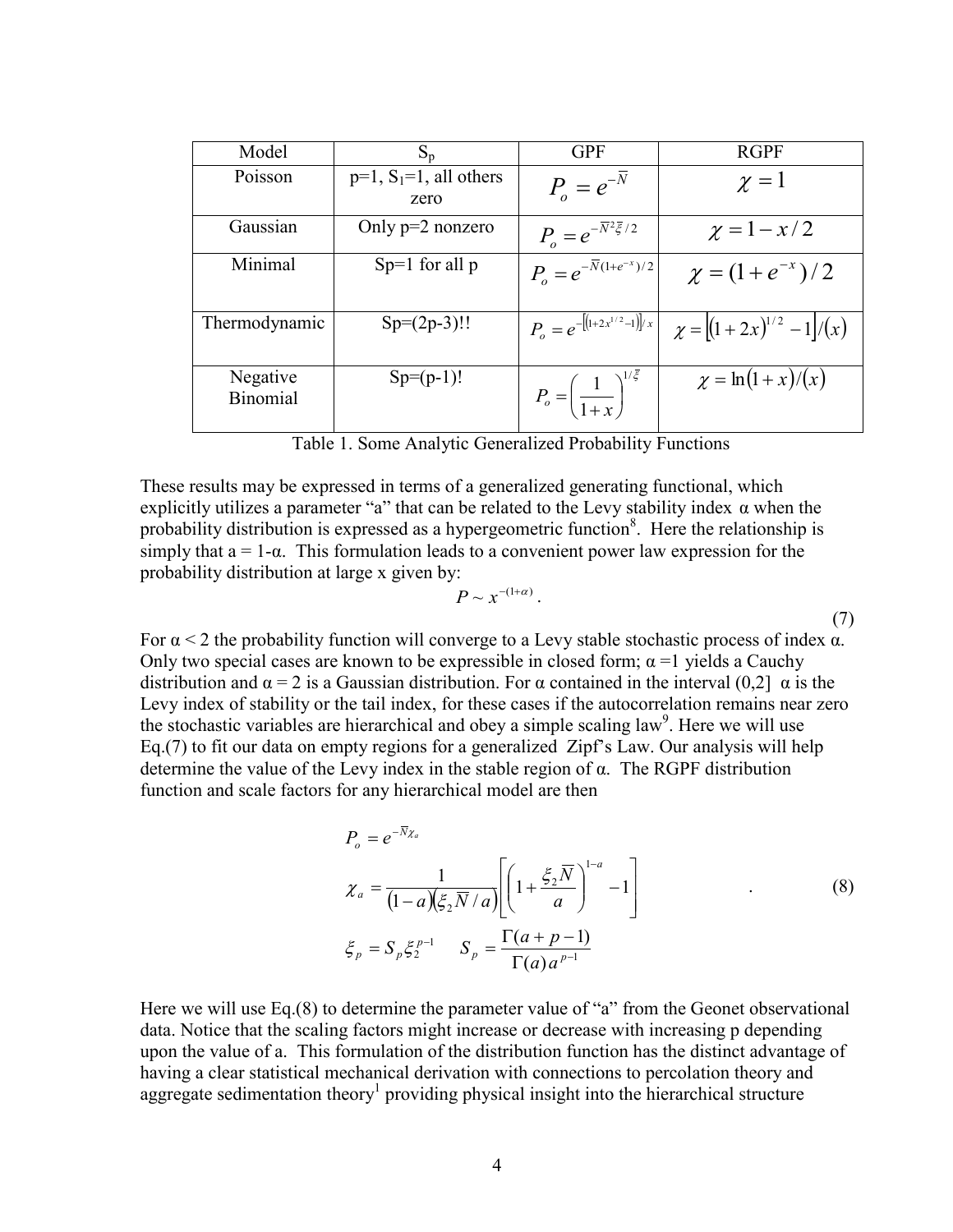| Model | $S_p$ | GPF | RGPF |
|---|---|---|---|
| Poisson | p=1, $S_1$=1, all others zero | $P_o = e^{-\overline{N}}$ | $\chi = 1$ |
| Gaussian | Only p=2 nonzero | $P_o = e^{-\overline{N}^2 \overline{\xi}/2}$ | $\chi = 1 - x/2$ |
| Minimal | Sp=1 for all p | $P_o = e^{-\overline{N}(1+e^{-x})/2}$ | $\chi = (1+e^{-x})/2$ |
| Thermodynamic | Sp=(2p-3)!! | $P_o = e^{-\left[\left(1+2x^{1/2}-1\right)\right]/x}$ | $\chi = \left[(1+2x)^{1/2} - 1\right]/(x)$ |
| Negative Binomial | Sp=(p-1)! | $P_o = \left(\frac{1}{1+x}\right)^{1/\overline{\xi}}$ | $\chi = \ln(1+x)/(x)$ |

Table 1. Some Analytic Generalized Probability Functions

These results may be expressed in terms of a generalized generating functional, which explicitly utilizes a parameter "a" that can be related to the Levy stability index α when the probability distribution is expressed as a hypergeometric function[8]. Here the relationship is simply that a = 1-α. This formulation leads to a convenient power law expression for the probability distribution at large x given by:

$$P \sim x^{-(1+\alpha)} \,. \tag{7}$$

For α < 2 the probability function will converge to a Levy stable stochastic process of index α. Only two special cases are known to be expressible in closed form; α =1 yields a Cauchy distribution and α = 2 is a Gaussian distribution. For α contained in the interval (0,2] α is the Levy index of stability or the tail index, for these cases if the autocorrelation remains near zero the stochastic variables are hierarchical and obey a simple scaling law[9]. Here we will use Eq.(7) to fit our data on empty regions for a generalized Zipf's Law. Our analysis will help determine the value of the Levy index in the stable region of α. The RGPF distribution function and scale factors for any hierarchical model are then

$$
\begin{aligned}
P_o &= e^{-\overline{N}\chi_a} \\
\chi_a &= \frac{1}{(1-a)\left(\xi_2 \overline{N}/a\right)}\left[\left(1+\frac{\xi_2 \overline{N}}{a}\right)^{1-a} - 1\right] \\
\xi_p &= S_p \xi_2^{p-1} \qquad S_p = \frac{\Gamma(a+p-1)}{\Gamma(a)\, a^{p-1}}
\end{aligned}
\quad . \tag{8}
$$

Here we will use Eq.(8) to determine the parameter value of "a" from the Geonet observational data. Notice that the scaling factors might increase or decrease with increasing p depending upon the value of a. This formulation of the distribution function has the distinct advantage of having a clear statistical mechanical derivation with connections to percolation theory and aggregate sedimentation theory[1] providing physical insight into the hierarchical structure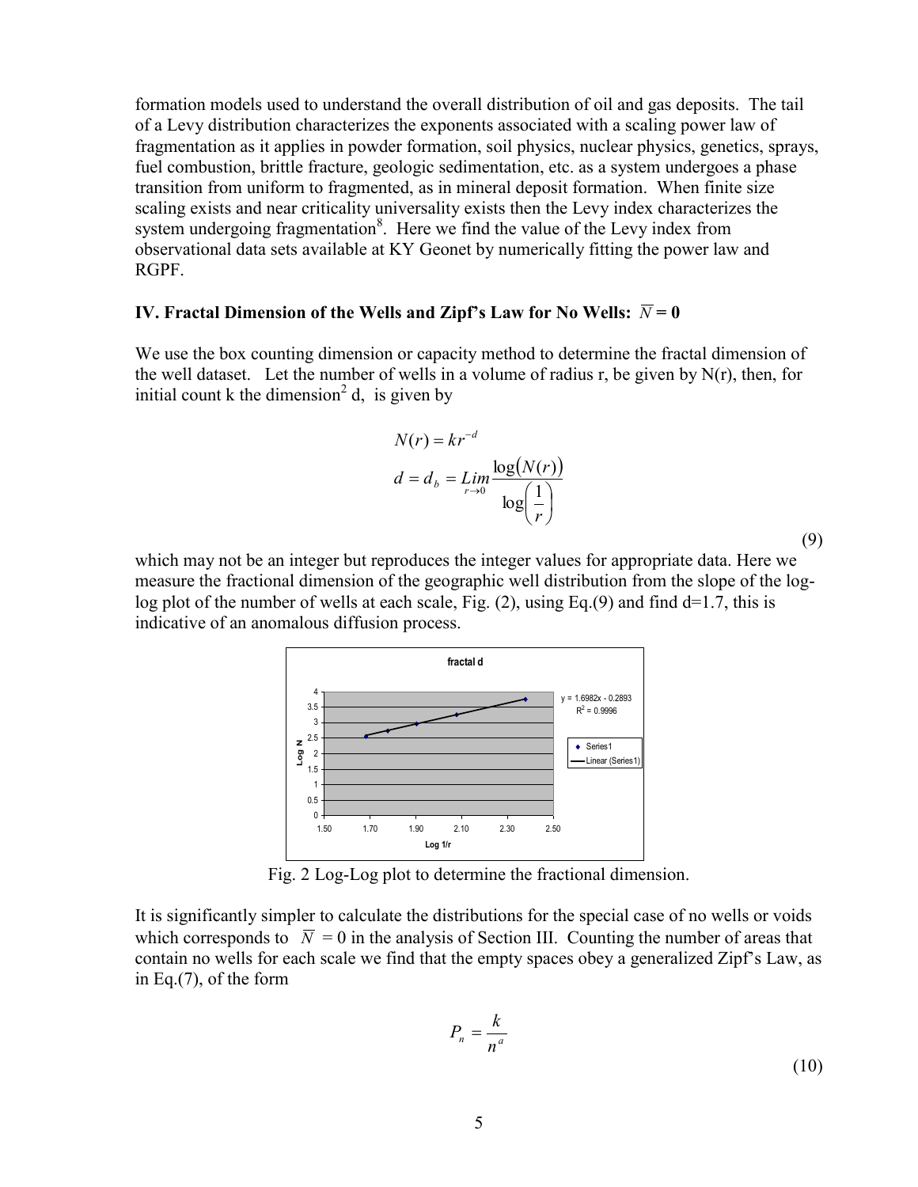formation models used to understand the overall distribution of oil and gas deposits. The tail of a Levy distribution characterizes the exponents associated with a scaling power law of fragmentation as it applies in powder formation, soil physics, nuclear physics, genetics, sprays, fuel combustion, brittle fracture, geologic sedimentation, etc. as a system undergoes a phase transition from uniform to fragmented, as in mineral deposit formation. When finite size scaling exists and near criticality universality exists then the Levy index characterizes the system undergoing fragmentation[8]. Here we find the value of the Levy index from observational data sets available at KY Geonet by numerically fitting the power law and RGPF.

### IV. Fractal Dimension of the Wells and Zipf's Law for No Wells: $\overline{N} = 0$

We use the box counting dimension or capacity method to determine the fractal dimension of the well dataset. Let the number of wells in a volume of radius r, be given by N(r), then, for initial count k the dimension[2] d, is given by

$$N(r) = kr^{-d}$$
$$d = d_b = \lim_{r \to 0} \frac{\log(N(r))}{\log\left(\frac{1}{r}\right)} \tag{9}$$

which may not be an integer but reproduces the integer values for appropriate data. Here we measure the fractional dimension of the geographic well distribution from the slope of the log-log plot of the number of wells at each scale, Fig. (2), using Eq.(9) and find d=1.7, this is indicative of an anomalous diffusion process.

Fig. 2 Log-Log plot to determine the fractional dimension.

It is significantly simpler to calculate the distributions for the special case of no wells or voids which corresponds to $\overline{N} = 0$ in the analysis of Section III. Counting the number of areas that contain no wells for each scale we find that the empty spaces obey a generalized Zipf's Law, as in Eq.(7), of the form

$$P_n = \frac{k}{n^a} \tag{10}$$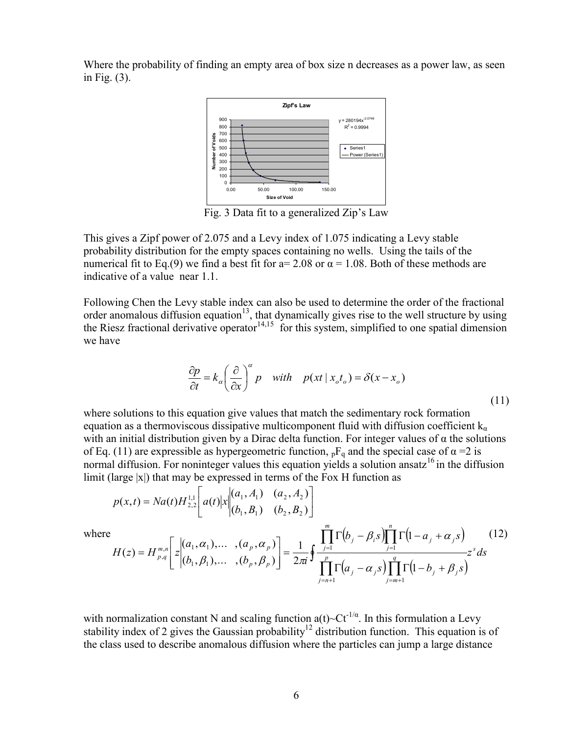Where the probability of finding an empty area of box size n decreases as a power law, as seen in Fig. (3).

Fig. 3 Data fit to a generalized Zip's Law

This gives a Zipf power of 2.075 and a Levy index of 1.075 indicating a Levy stable probability distribution for the empty spaces containing no wells. Using the tails of the numerical fit to Eq.(9) we find a best fit for a= 2.08 or $\alpha = 1.08$. Both of these methods are indicative of a value near 1.1.

Following Chen the Levy stable index can also be used to determine the order of the fractional order anomalous diffusion equation[13], that dynamically gives rise to the well structure by using the Riesz fractional derivative operator[14,15] for this system, simplified to one spatial dimension we have

$$\frac{\partial p}{\partial t} = k_\alpha \left( \frac{\partial}{\partial x} \right)^\alpha p \quad with \quad p(xt \mid x_o t_o) = \delta(x - x_o) \tag{11}$$

where solutions to this equation give values that match the sedimentary rock formation equation as a thermoviscous dissipative multicomponent fluid with diffusion coefficient $k_\alpha$ with an initial distribution given by a Dirac delta function. For integer values of $\alpha$ the solutions of Eq. (11) are expressible as hypergeometric function, ${}_pF_q$ and the special case of $\alpha = 2$ is normal diffusion. For noninteger values this equation yields a solution ansatz[16] in the diffusion limit (large |x|) that may be expressed in terms of the Fox H function as

$$p(x,t) = Na(t) H^{1,1}_{2,2}\left[ a(t)|x| \begin{vmatrix} (a_1, A_1) & (a_2, A_2) \\ (b_1, B_1) & (b_2, B_2) \end{vmatrix} \right]$$

where

$$H(z) = H^{m,n}_{p,q}\left[ z \begin{vmatrix} (a_1, \alpha_1), \ldots & , (a_p, \alpha_p) \\ (b_1, \beta_1), \ldots & , (b_p, \beta_p) \end{vmatrix} \right] = \frac{1}{2\pi i} \oint \frac{\prod_{j=1}^{m} \Gamma(b_j - \beta_i s) \prod_{j=1}^{n} \Gamma(1 - a_j + \alpha_j s)}{\prod_{j=n+1}^{p} \Gamma(a_j - \alpha_j s) \prod_{j=m+1}^{q} \Gamma(1 - b_j + \beta_j s)} z^s \, ds \tag{12}$$

with normalization constant N and scaling function $a(t) \sim Ct^{-1/\alpha}$. In this formulation a Levy stability index of 2 gives the Gaussian probability[12] distribution function. This equation is of the class used to describe anomalous diffusion where the particles can jump a large distance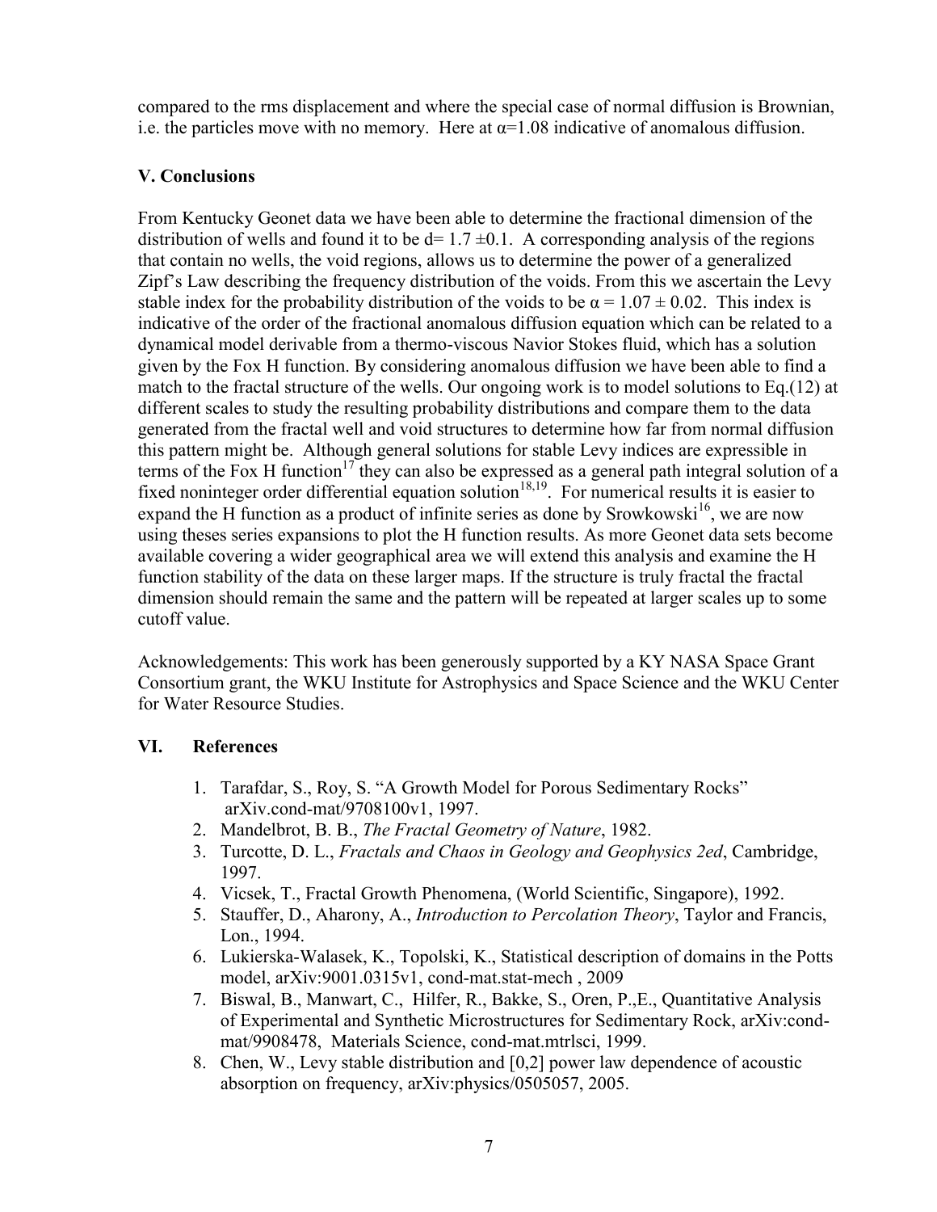compared to the rms displacement and where the special case of normal diffusion is Brownian, i.e. the particles move with no memory. Here at $\alpha$=1.08 indicative of anomalous diffusion.

## V. Conclusions

From Kentucky Geonet data we have been able to determine the fractional dimension of the distribution of wells and found it to be $d = 1.7 \pm 0.1$. A corresponding analysis of the regions that contain no wells, the void regions, allows us to determine the power of a generalized Zipf's Law describing the frequency distribution of the voids. From this we ascertain the Levy stable index for the probability distribution of the voids to be $\alpha = 1.07 \pm 0.02$. This index is indicative of the order of the fractional anomalous diffusion equation which can be related to a dynamical model derivable from a thermo-viscous Navior Stokes fluid, which has a solution given by the Fox H function. By considering anomalous diffusion we have been able to find a match to the fractal structure of the wells. Our ongoing work is to model solutions to Eq.(12) at different scales to study the resulting probability distributions and compare them to the data generated from the fractal well and void structures to determine how far from normal diffusion this pattern might be. Although general solutions for stable Levy indices are expressible in terms of the Fox H function[17] they can also be expressed as a general path integral solution of a fixed noninteger order differential equation solution[18,19]. For numerical results it is easier to expand the H function as a product of infinite series as done by Srowkowski[16], we are now using theses series expansions to plot the H function results. As more Geonet data sets become available covering a wider geographical area we will extend this analysis and examine the H function stability of the data on these larger maps. If the structure is truly fractal the fractal dimension should remain the same and the pattern will be repeated at larger scales up to some cutoff value.

Acknowledgements: This work has been generously supported by a KY NASA Space Grant Consortium grant, the WKU Institute for Astrophysics and Space Science and the WKU Center for Water Resource Studies.

## VI. References

1. Tarafdar, S., Roy, S. "A Growth Model for Porous Sedimentary Rocks" arXiv.cond-mat/9708100v1, 1997.
2. Mandelbrot, B. B., *The Fractal Geometry of Nature*, 1982.
3. Turcotte, D. L., *Fractals and Chaos in Geology and Geophysics 2ed*, Cambridge, 1997.
4. Vicsek, T., Fractal Growth Phenomena, (World Scientific, Singapore), 1992.
5. Stauffer, D., Aharony, A., *Introduction to Percolation Theory*, Taylor and Francis, Lon., 1994.
6. Lukierska-Walasek, K., Topolski, K., Statistical description of domains in the Potts model, arXiv:9001.0315v1, cond-mat.stat-mech , 2009
7. Biswal, B., Manwart, C., Hilfer, R., Bakke, S., Oren, P.,E., Quantitative Analysis of Experimental and Synthetic Microstructures for Sedimentary Rock, arXiv:cond-mat/9908478, Materials Science, cond-mat.mtrlsci, 1999.
8. Chen, W., Levy stable distribution and [0,2] power law dependence of acoustic absorption on frequency, arXiv:physics/0505057, 2005.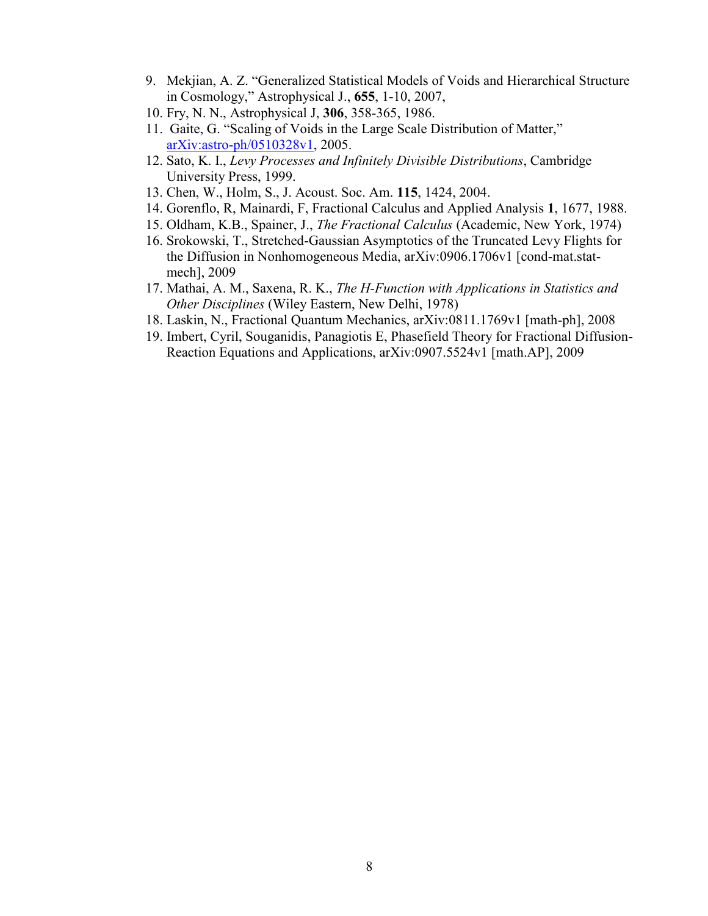9. Mekjian, A. Z. "Generalized Statistical Models of Voids and Hierarchical Structure in Cosmology," Astrophysical J., **655**, 1-10, 2007,
10. Fry, N. N., Astrophysical J, **306**, 358-365, 1986.
11. Gaite, G. "Scaling of Voids in the Large Scale Distribution of Matter," arXiv:astro-ph/0510328v1, 2005.
12. Sato, K. I., *Levy Processes and Infinitely Divisible Distributions*, Cambridge University Press, 1999.
13. Chen, W., Holm, S., J. Acoust. Soc. Am. **115**, 1424, 2004.
14. Gorenflo, R, Mainardi, F, Fractional Calculus and Applied Analysis **1**, 1677, 1988.
15. Oldham, K.B., Spainer, J., *The Fractional Calculus* (Academic, New York, 1974)
16. Srokowski, T., Stretched-Gaussian Asymptotics of the Truncated Levy Flights for the Diffusion in Nonhomogeneous Media, arXiv:0906.1706v1 [cond-mat.stat-mech], 2009
17. Mathai, A. M., Saxena, R. K., *The H-Function with Applications in Statistics and Other Disciplines* (Wiley Eastern, New Delhi, 1978)
18. Laskin, N., Fractional Quantum Mechanics, arXiv:0811.1769v1 [math-ph], 2008
19. Imbert, Cyril, Souganidis, Panagiotis E, Phasefield Theory for Fractional Diffusion-Reaction Equations and Applications, arXiv:0907.5524v1 [math.AP], 2009